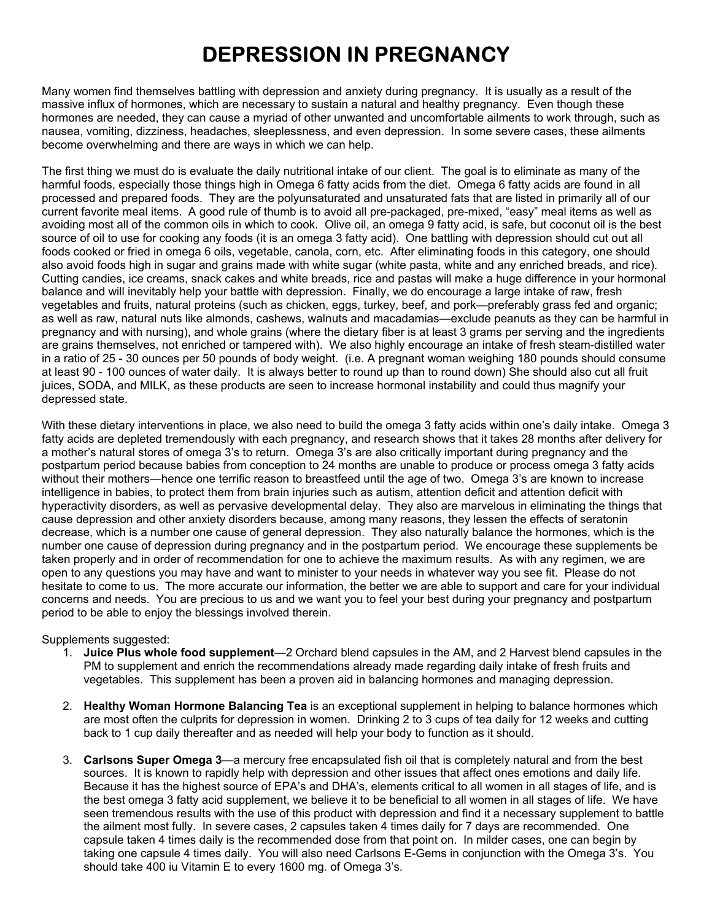# DEPRESSION IN PREGNANCY

Many women find themselves battling with depression and anxiety during pregnancy. It is usually as a result of the massive influx of hormones, which are necessary to sustain a natural and healthy pregnancy. Even though these hormones are needed, they can cause a myriad of other unwanted and uncomfortable ailments to work through, such as nausea, vomiting, dizziness, headaches, sleeplessness, and even depression. In some severe cases, these ailments become overwhelming and there are ways in which we can help.

The first thing we must do is evaluate the daily nutritional intake of our client. The goal is to eliminate as many of the harmful foods, especially those things high in Omega 6 fatty acids from the diet. Omega 6 fatty acids are found in all processed and prepared foods. They are the polyunsaturated and unsaturated fats that are listed in primarily all of our current favorite meal items. A good rule of thumb is to avoid all pre-packaged, pre-mixed, "easy" meal items as well as avoiding most all of the common oils in which to cook. Olive oil, an omega 9 fatty acid, is safe, but coconut oil is the best source of oil to use for cooking any foods (it is an omega 3 fatty acid). One battling with depression should cut out all foods cooked or fried in omega 6 oils, vegetable, canola, corn, etc. After eliminating foods in this category, one should also avoid foods high in sugar and grains made with white sugar (white pasta, white and any enriched breads, and rice). Cutting candies, ice creams, snack cakes and white breads, rice and pastas will make a huge difference in your hormonal balance and will inevitably help your battle with depression. Finally, we do encourage a large intake of raw, fresh vegetables and fruits, natural proteins (such as chicken, eggs, turkey, beef, and pork—preferably grass fed and organic; as well as raw, natural nuts like almonds, cashews, walnuts and macadamias—exclude peanuts as they can be harmful in pregnancy and with nursing), and whole grains (where the dietary fiber is at least 3 grams per serving and the ingredients are grains themselves, not enriched or tampered with). We also highly encourage an intake of fresh steam-distilled water in a ratio of 25 - 30 ounces per 50 pounds of body weight. (i.e. A pregnant woman weighing 180 pounds should consume at least 90 - 100 ounces of water daily. It is always better to round up than to round down) She should also cut all fruit juices, SODA, and MILK, as these products are seen to increase hormonal instability and could thus magnify your depressed state.

With these dietary interventions in place, we also need to build the omega 3 fatty acids within one's daily intake. Omega 3 fatty acids are depleted tremendously with each pregnancy, and research shows that it takes 28 months after delivery for a mother's natural stores of omega 3's to return. Omega 3's are also critically important during pregnancy and the postpartum period because babies from conception to 24 months are unable to produce or process omega 3 fatty acids without their mothers—hence one terrific reason to breastfeed until the age of two. Omega 3's are known to increase intelligence in babies, to protect them from brain injuries such as autism, attention deficit and attention deficit with hyperactivity disorders, as well as pervasive developmental delay. They also are marvelous in eliminating the things that cause depression and other anxiety disorders because, among many reasons, they lessen the effects of seratonin decrease, which is a number one cause of general depression. They also naturally balance the hormones, which is the number one cause of depression during pregnancy and in the postpartum period. We encourage these supplements be taken properly and in order of recommendation for one to achieve the maximum results. As with any regimen, we are open to any questions you may have and want to minister to your needs in whatever way you see fit. Please do not hesitate to come to us. The more accurate our information, the better we are able to support and care for your individual concerns and needs. You are precious to us and we want you to feel your best during your pregnancy and postpartum period to be able to enjoy the blessings involved therein.

Supplements suggested:

1. **Juice Plus whole food supplement**—2 Orchard blend capsules in the AM, and 2 Harvest blend capsules in the PM to supplement and enrich the recommendations already made regarding daily intake of fresh fruits and vegetables. This supplement has been a proven aid in balancing hormones and managing depression.

2. **Healthy Woman Hormone Balancing Tea** is an exceptional supplement in helping to balance hormones which are most often the culprits for depression in women. Drinking 2 to 3 cups of tea daily for 12 weeks and cutting back to 1 cup daily thereafter and as needed will help your body to function as it should.

3. **Carlsons Super Omega 3**—a mercury free encapsulated fish oil that is completely natural and from the best sources. It is known to rapidly help with depression and other issues that affect ones emotions and daily life. Because it has the highest source of EPA's and DHA's, elements critical to all women in all stages of life, and is the best omega 3 fatty acid supplement, we believe it to be beneficial to all women in all stages of life. We have seen tremendous results with the use of this product with depression and find it a necessary supplement to battle the ailment most fully. In severe cases, 2 capsules taken 4 times daily for 7 days are recommended. One capsule taken 4 times daily is the recommended dose from that point on. In milder cases, one can begin by taking one capsule 4 times daily. You will also need Carlsons E-Gems in conjunction with the Omega 3's. You should take 400 iu Vitamin E to every 1600 mg. of Omega 3's.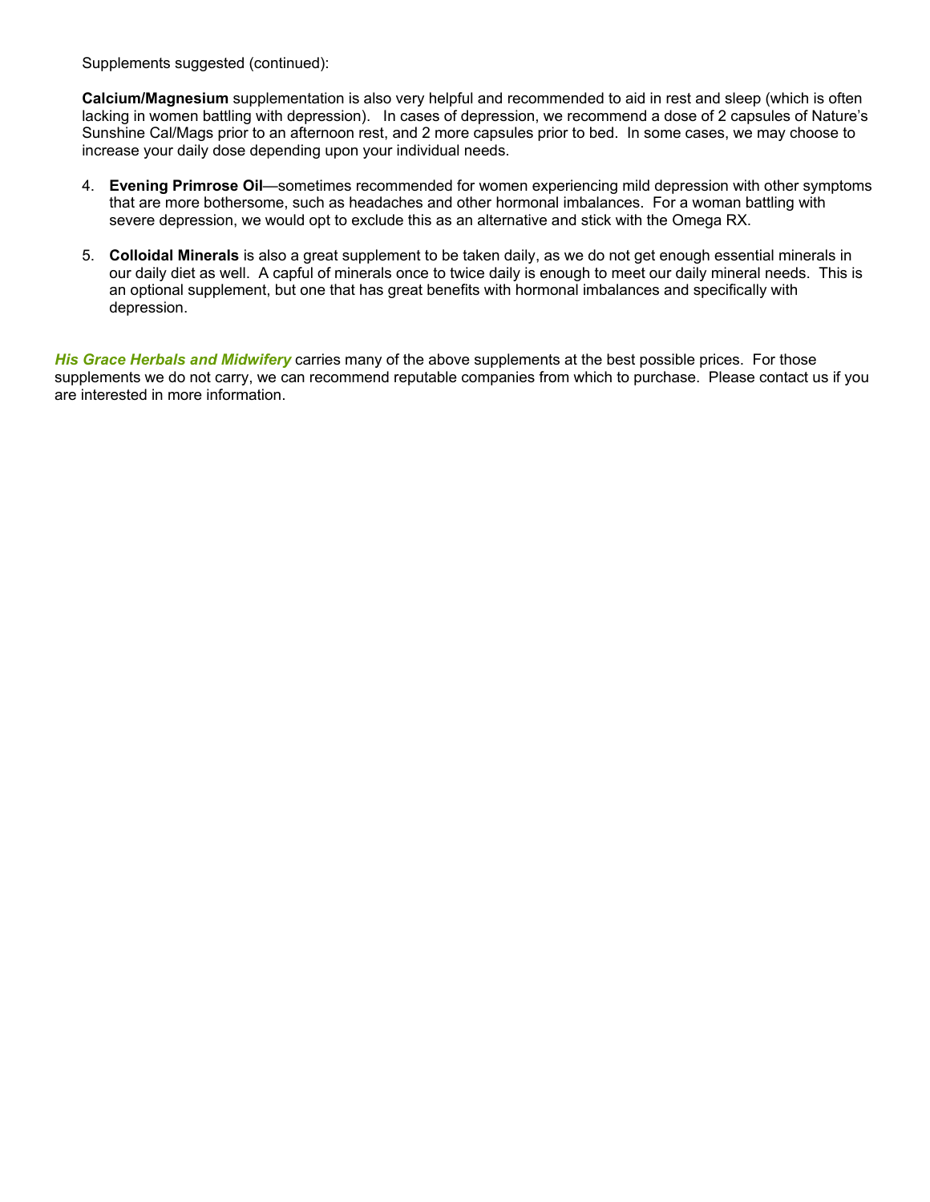Supplements suggested (continued):

**Calcium/Magnesium** supplementation is also very helpful and recommended to aid in rest and sleep (which is often lacking in women battling with depression). In cases of depression, we recommend a dose of 2 capsules of Nature's Sunshine Cal/Mags prior to an afternoon rest, and 2 more capsules prior to bed. In some cases, we may choose to increase your daily dose depending upon your individual needs.

4. **Evening Primrose Oil**—sometimes recommended for women experiencing mild depression with other symptoms that are more bothersome, such as headaches and other hormonal imbalances. For a woman battling with severe depression, we would opt to exclude this as an alternative and stick with the Omega RX.

5. **Colloidal Minerals** is also a great supplement to be taken daily, as we do not get enough essential minerals in our daily diet as well. A capful of minerals once to twice daily is enough to meet our daily mineral needs. This is an optional supplement, but one that has great benefits with hormonal imbalances and specifically with depression.

***His Grace Herbals and Midwifery*** carries many of the above supplements at the best possible prices. For those supplements we do not carry, we can recommend reputable companies from which to purchase. Please contact us if you are interested in more information.